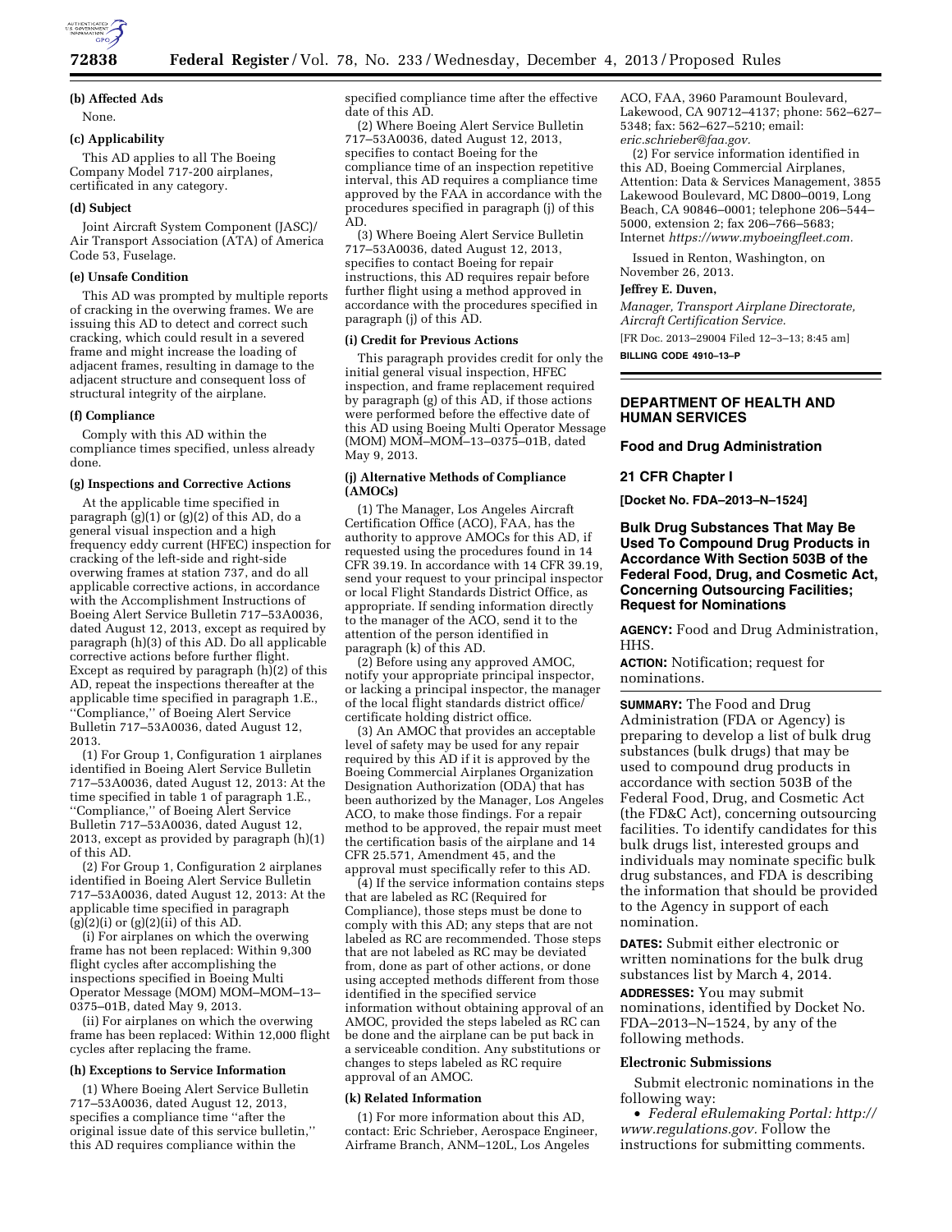**(b) Affected Ads**

None.

**(c) Applicability**

This AD applies to all The Boeing Company Model 717-200 airplanes, certificated in any category.

**(d) Subject**

Joint Aircraft System Component (JASC)/Air Transport Association (ATA) of America Code 53, Fuselage.

**(e) Unsafe Condition**

This AD was prompted by multiple reports of cracking in the overwing frames. We are issuing this AD to detect and correct such cracking, which could result in a severed frame and might increase the loading of adjacent frames, resulting in damage to the adjacent structure and consequent loss of structural integrity of the airplane.

**(f) Compliance**

Comply with this AD within the compliance times specified, unless already done.

**(g) Inspections and Corrective Actions**

At the applicable time specified in paragraph (g)(1) or (g)(2) of this AD, do a general visual inspection and a high frequency eddy current (HFEC) inspection for cracking of the left-side and right-side overwing frames at station 737, and do all applicable corrective actions, in accordance with the Accomplishment Instructions of Boeing Alert Service Bulletin 717–53A0036, dated August 12, 2013, except as required by paragraph (h)(3) of this AD. Do all applicable corrective actions before further flight. Except as required by paragraph (h)(2) of this AD, repeat the inspections thereafter at the applicable time specified in paragraph 1.E., ''Compliance,'' of Boeing Alert Service Bulletin 717–53A0036, dated August 12, 2013.

(1) For Group 1, Configuration 1 airplanes identified in Boeing Alert Service Bulletin 717–53A0036, dated August 12, 2013: At the time specified in table 1 of paragraph 1.E., ''Compliance,'' of Boeing Alert Service Bulletin 717–53A0036, dated August 12, 2013, except as provided by paragraph (h)(1) of this AD.

(2) For Group 1, Configuration 2 airplanes identified in Boeing Alert Service Bulletin 717–53A0036, dated August 12, 2013: At the applicable time specified in paragraph (g)(2)(i) or (g)(2)(ii) of this AD.

(i) For airplanes on which the overwing frame has not been replaced: Within 9,300 flight cycles after accomplishing the inspections specified in Boeing Multi Operator Message (MOM) MOM–MOM–13–0375–01B, dated May 9, 2013.

(ii) For airplanes on which the overwing frame has been replaced: Within 12,000 flight cycles after replacing the frame.

**(h) Exceptions to Service Information**

(1) Where Boeing Alert Service Bulletin 717–53A0036, dated August 12, 2013, specifies a compliance time ''after the original issue date of this service bulletin,'' this AD requires compliance within the specified compliance time after the effective date of this AD.

(2) Where Boeing Alert Service Bulletin 717–53A0036, dated August 12, 2013, specifies to contact Boeing for the compliance time of an inspection repetitive interval, this AD requires a compliance time approved by the FAA in accordance with the procedures specified in paragraph (j) of this AD.

(3) Where Boeing Alert Service Bulletin 717–53A0036, dated August 12, 2013, specifies to contact Boeing for repair instructions, this AD requires repair before further flight using a method approved in accordance with the procedures specified in paragraph (j) of this AD.

**(i) Credit for Previous Actions**

This paragraph provides credit for only the initial general visual inspection, HFEC inspection, and frame replacement required by paragraph (g) of this AD, if those actions were performed before the effective date of this AD using Boeing Multi Operator Message (MOM) MOM–MOM–13–0375–01B, dated May 9, 2013.

**(j) Alternative Methods of Compliance (AMOCs)**

(1) The Manager, Los Angeles Aircraft Certification Office (ACO), FAA, has the authority to approve AMOCs for this AD, if requested using the procedures found in 14 CFR 39.19. In accordance with 14 CFR 39.19, send your request to your principal inspector or local Flight Standards District Office, as appropriate. If sending information directly to the manager of the ACO, send it to the attention of the person identified in paragraph (k) of this AD.

(2) Before using any approved AMOC, notify your appropriate principal inspector, or lacking a principal inspector, the manager of the local flight standards district office/certificate holding district office.

(3) An AMOC that provides an acceptable level of safety may be used for any repair required by this AD if it is approved by the Boeing Commercial Airplanes Organization Designation Authorization (ODA) that has been authorized by the Manager, Los Angeles ACO, to make those findings. For a repair method to be approved, the repair must meet the certification basis of the airplane and 14 CFR 25.571, Amendment 45, and the approval must specifically refer to this AD.

(4) If the service information contains steps that are labeled as RC (Required for Compliance), those steps must be done to comply with this AD; any steps that are not labeled as RC are recommended. Those steps that are not labeled as RC may be deviated from, done as part of other actions, or done using accepted methods different from those identified in the specified service information without obtaining approval of an AMOC, provided the steps labeled as RC can be done and the airplane can be put back in a serviceable condition. Any substitutions or changes to steps labeled as RC require approval of an AMOC.

**(k) Related Information**

(1) For more information about this AD, contact: Eric Schrieber, Aerospace Engineer, Airframe Branch, ANM–120L, Los Angeles ACO, FAA, 3960 Paramount Boulevard, Lakewood, CA 90712–4137; phone: 562–627–5348; fax: 562–627–5210; email: *eric.schrieber@faa.gov*.

(2) For service information identified in this AD, Boeing Commercial Airplanes, Attention: Data & Services Management, 3855 Lakewood Boulevard, MC D800–0019, Long Beach, CA 90846–0001; telephone 206–544–5000, extension 2; fax 206–766–5683; Internet *https://www.myboeingfleet.com.*

Issued in Renton, Washington, on November 26, 2013.

**Jeffrey E. Duven,**

*Manager, Transport Airplane Directorate, Aircraft Certification Service.*

[FR Doc. 2013–29004 Filed 12–3–13; 8:45 am]

**BILLING CODE 4910–13–P**

---

## DEPARTMENT OF HEALTH AND HUMAN SERVICES

### Food and Drug Administration

### 21 CFR Chapter I

**[Docket No. FDA–2013–N–1524]**

### Bulk Drug Substances That May Be Used To Compound Drug Products in Accordance With Section 503B of the Federal Food, Drug, and Cosmetic Act, Concerning Outsourcing Facilities; Request for Nominations

**AGENCY:** Food and Drug Administration, HHS.

**ACTION:** Notification; request for nominations.

---

**SUMMARY:** The Food and Drug Administration (FDA or Agency) is preparing to develop a list of bulk drug substances (bulk drugs) that may be used to compound drug products in accordance with section 503B of the Federal Food, Drug, and Cosmetic Act (the FD&C Act), concerning outsourcing facilities. To identify candidates for this bulk drugs list, interested groups and individuals may nominate specific bulk drug substances, and FDA is describing the information that should be provided to the Agency in support of each nomination.

**DATES:** Submit either electronic or written nominations for the bulk drug substances list by March 4, 2014.

**ADDRESSES:** You may submit nominations, identified by Docket No. FDA–2013–N–1524, by any of the following methods.

**Electronic Submissions**

Submit electronic nominations in the following way:

- *Federal eRulemaking Portal: http://www.regulations.gov.* Follow the instructions for submitting comments.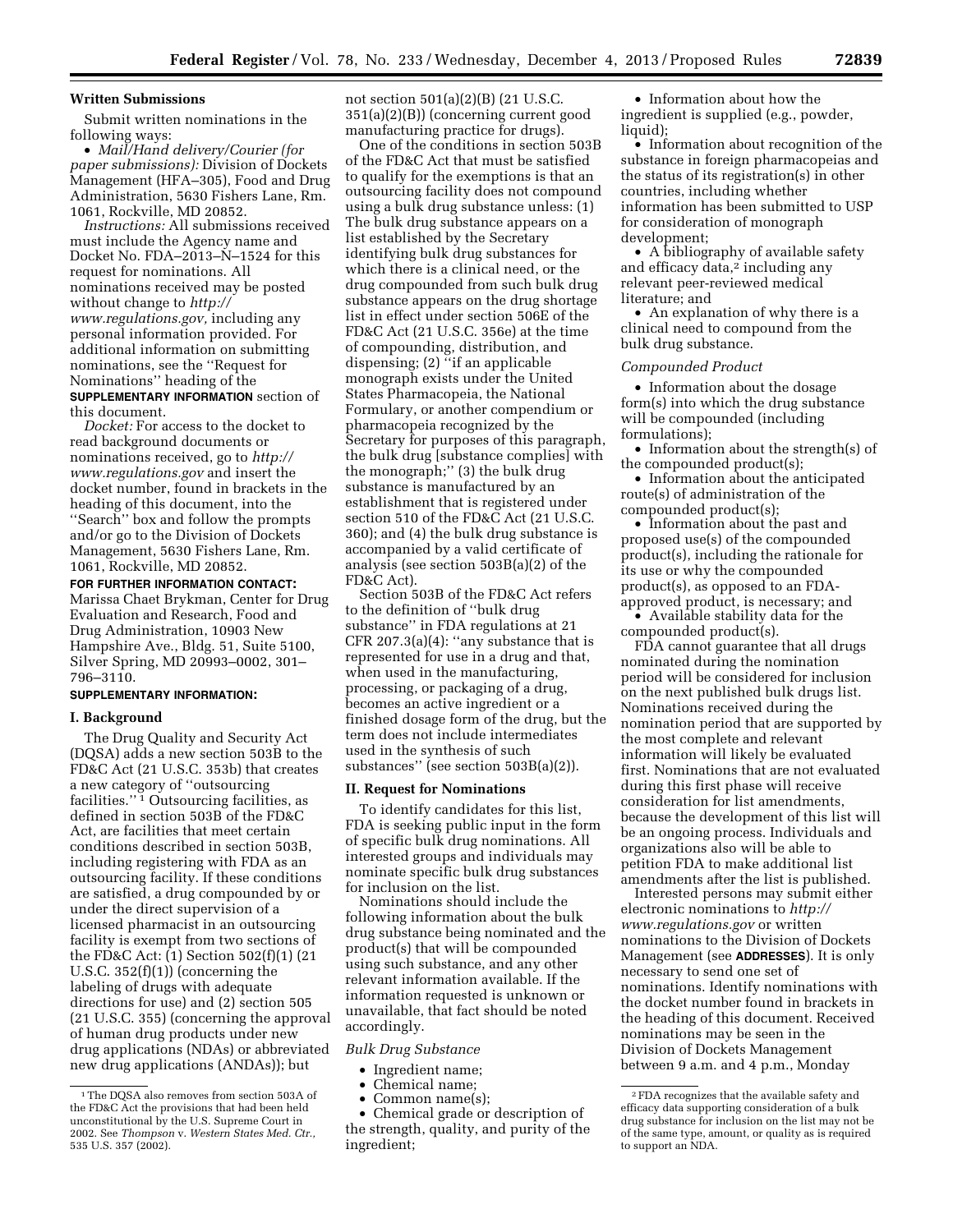### Written Submissions

Submit written nominations in the following ways:

- *Mail/Hand delivery/Courier (for paper submissions):* Division of Dockets Management (HFA–305), Food and Drug Administration, 5630 Fishers Lane, Rm. 1061, Rockville, MD 20852.

*Instructions:* All submissions received must include the Agency name and Docket No. FDA–2013–N–1524 for this request for nominations. All nominations received may be posted without change to *http://www.regulations.gov,* including any personal information provided. For additional information on submitting nominations, see the ''Request for Nominations'' heading of the **SUPPLEMENTARY INFORMATION** section of this document.

*Docket:* For access to the docket to read background documents or nominations received, go to *http://www.regulations.gov* and insert the docket number, found in brackets in the heading of this document, into the ''Search'' box and follow the prompts and/or go to the Division of Dockets Management, 5630 Fishers Lane, Rm. 1061, Rockville, MD 20852.

**FOR FURTHER INFORMATION CONTACT:** Marissa Chaet Brykman, Center for Drug Evaluation and Research, Food and Drug Administration, 10903 New Hampshire Ave., Bldg. 51, Suite 5100, Silver Spring, MD 20993–0002, 301–796–3110.

**SUPPLEMENTARY INFORMATION:**

## I. Background

The Drug Quality and Security Act (DQSA) adds a new section 503B to the FD&C Act (21 U.S.C. 353b) that creates a new category of ''outsourcing facilities.''[1] Outsourcing facilities, as defined in section 503B of the FD&C Act, are facilities that meet certain conditions described in section 503B, including registering with FDA as an outsourcing facility. If these conditions are satisfied, a drug compounded by or under the direct supervision of a licensed pharmacist in an outsourcing facility is exempt from two sections of the FD&C Act: (1) Section 502(f)(1) (21 U.S.C. 352(f)(1)) (concerning the labeling of drugs with adequate directions for use) and (2) section 505 (21 U.S.C. 355) (concerning the approval of human drug products under new drug applications (NDAs) or abbreviated new drug applications (ANDAs)); but not section 501(a)(2)(B) (21 U.S.C. 351(a)(2)(B)) (concerning current good manufacturing practice for drugs).

One of the conditions in section 503B of the FD&C Act that must be satisfied to qualify for the exemptions is that an outsourcing facility does not compound using a bulk drug substance unless: (1) The bulk drug substance appears on a list established by the Secretary identifying bulk drug substances for which there is a clinical need, or the drug compounded from such bulk drug substance appears on the drug shortage list in effect under section 506E of the FD&C Act (21 U.S.C. 356e) at the time of compounding, distribution, and dispensing; (2) ''if an applicable monograph exists under the United States Pharmacopeia, the National Formulary, or another compendium or pharmacopeia recognized by the Secretary for purposes of this paragraph, the bulk drug [substance complies] with the monograph;'' (3) the bulk drug substance is manufactured by an establishment that is registered under section 510 of the FD&C Act (21 U.S.C. 360); and (4) the bulk drug substance is accompanied by a valid certificate of analysis (see section 503B(a)(2) of the FD&C Act).

Section 503B of the FD&C Act refers to the definition of ''bulk drug substance'' in FDA regulations at 21 CFR 207.3(a)(4): ''any substance that is represented for use in a drug and that, when used in the manufacturing, processing, or packaging of a drug, becomes an active ingredient or a finished dosage form of the drug, but the term does not include intermediates used in the synthesis of such substances'' (see section 503B(a)(2)).

## II. Request for Nominations

To identify candidates for this list, FDA is seeking public input in the form of specific bulk drug nominations. All interested groups and individuals may nominate specific bulk drug substances for inclusion on the list.

Nominations should include the following information about the bulk drug substance being nominated and the product(s) that will be compounded using such substance, and any other relevant information available. If the information requested is unknown or unavailable, that fact should be noted accordingly.

*Bulk Drug Substance*

- Ingredient name;
- Chemical name;
- Common name(s);
- Chemical grade or description of the strength, quality, and purity of the ingredient;
- Information about how the ingredient is supplied (e.g., powder, liquid);
- Information about recognition of the substance in foreign pharmacopeias and the status of its registration(s) in other countries, including whether information has been submitted to USP for consideration of monograph development;
- A bibliography of available safety and efficacy data,[2] including any relevant peer-reviewed medical literature; and
- An explanation of why there is a clinical need to compound from the bulk drug substance.

*Compounded Product*

- Information about the dosage form(s) into which the drug substance will be compounded (including formulations);
- Information about the strength(s) of the compounded product(s);
- Information about the anticipated route(s) of administration of the compounded product(s);
- Information about the past and proposed use(s) of the compounded product(s), including the rationale for its use or why the compounded product(s), as opposed to an FDA-approved product, is necessary; and
- Available stability data for the compounded product(s).

FDA cannot guarantee that all drugs nominated during the nomination period will be considered for inclusion on the next published bulk drugs list. Nominations received during the nomination period that are supported by the most complete and relevant information will likely be evaluated first. Nominations that are not evaluated during this first phase will receive consideration for list amendments, because the development of this list will be an ongoing process. Individuals and organizations also will be able to petition FDA to make additional list amendments after the list is published.

Interested persons may submit either electronic nominations to *http://www.regulations.gov* or written nominations to the Division of Dockets Management (see **ADDRESSES**). It is only necessary to send one set of nominations. Identify nominations with the docket number found in brackets in the heading of this document. Received nominations may be seen in the Division of Dockets Management between 9 a.m. and 4 p.m., Monday

---

[1] The DQSA also removes from section 503A of the FD&C Act the provisions that had been held unconstitutional by the U.S. Supreme Court in 2002. See *Thompson* v. *Western States Med. Ctr.,* 535 U.S. 357 (2002).

[2] FDA recognizes that the available safety and efficacy data supporting consideration of a bulk drug substance for inclusion on the list may not be of the same type, amount, or quality as is required to support an NDA.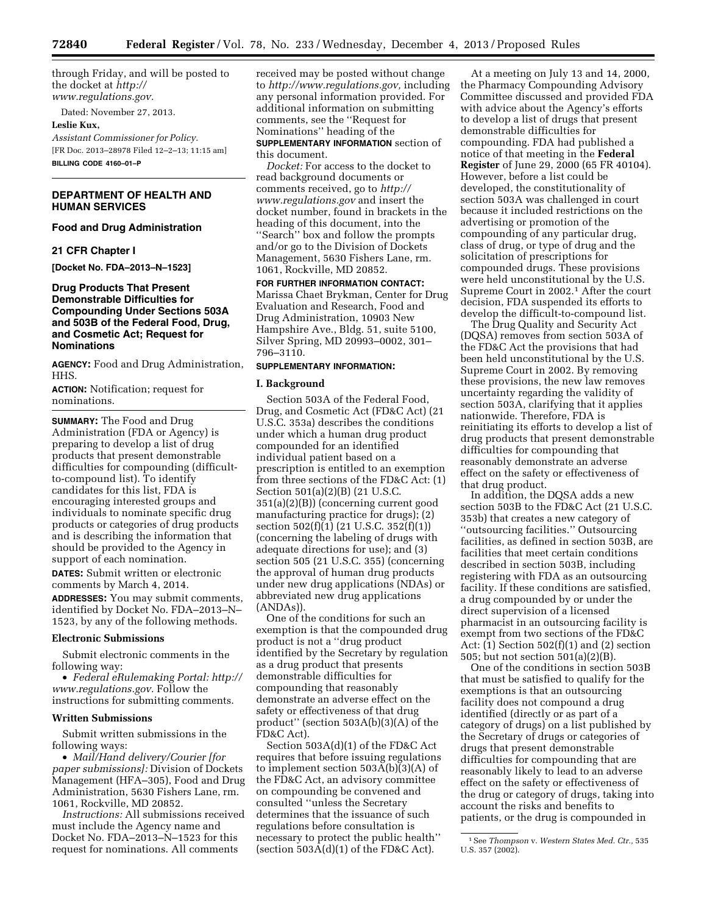through Friday, and will be posted to the docket at *http://www.regulations.gov.*

Dated: November 27, 2013.

**Leslie Kux,**

*Assistant Commissioner for Policy.*

[FR Doc. 2013–28978 Filed 12–2–13; 11:15 am]

**BILLING CODE 4160–01–P**

---

## DEPARTMENT OF HEALTH AND HUMAN SERVICES

### Food and Drug Administration

### 21 CFR Chapter I

**[Docket No. FDA–2013–N–1523]**

## Drug Products That Present Demonstrable Difficulties for Compounding Under Sections 503A and 503B of the Federal Food, Drug, and Cosmetic Act; Request for Nominations

**AGENCY:** Food and Drug Administration, HHS.

**ACTION:** Notification; request for nominations.

**SUMMARY:** The Food and Drug Administration (FDA or Agency) is preparing to develop a list of drug products that present demonstrable difficulties for compounding (difficult-to-compound list). To identify candidates for this list, FDA is encouraging interested groups and individuals to nominate specific drug products or categories of drug products and is describing the information that should be provided to the Agency in support of each nomination.

**DATES:** Submit written or electronic comments by March 4, 2014.

**ADDRESSES:** You may submit comments, identified by Docket No. FDA–2013–N–1523, by any of the following methods.

### Electronic Submissions

Submit electronic comments in the following way:

- *Federal eRulemaking Portal: http://www.regulations.gov.* Follow the instructions for submitting comments.

### Written Submissions

Submit written submissions in the following ways:

- *Mail/Hand delivery/Courier [for paper submissions]:* Division of Dockets Management (HFA–305), Food and Drug Administration, 5630 Fishers Lane, rm. 1061, Rockville, MD 20852.

*Instructions:* All submissions received must include the Agency name and Docket No. FDA–2013–N–1523 for this request for nominations. All comments received may be posted without change to *http://www.regulations.gov,* including any personal information provided. For additional information on submitting comments, see the ''Request for Nominations'' heading of the **SUPPLEMENTARY INFORMATION** section of this document.

*Docket:* For access to the docket to read background documents or comments received, go to *http://www.regulations.gov* and insert the docket number, found in brackets in the heading of this document, into the ''Search'' box and follow the prompts and/or go to the Division of Dockets Management, 5630 Fishers Lane, rm. 1061, Rockville, MD 20852.

**FOR FURTHER INFORMATION CONTACT:** Marissa Chaet Brykman, Center for Drug Evaluation and Research, Food and Drug Administration, 10903 New Hampshire Ave., Bldg. 51, suite 5100, Silver Spring, MD 20993–0002, 301–796–3110.

**SUPPLEMENTARY INFORMATION:**

### I. Background

Section 503A of the Federal Food, Drug, and Cosmetic Act (FD&C Act) (21 U.S.C. 353a) describes the conditions under which a human drug product compounded for an identified individual patient based on a prescription is entitled to an exemption from three sections of the FD&C Act: (1) Section 501(a)(2)(B) (21 U.S.C. 351(a)(2)(B)) (concerning current good manufacturing practice for drugs); (2) section 502(f)(1) (21 U.S.C. 352(f)(1)) (concerning the labeling of drugs with adequate directions for use); and (3) section 505 (21 U.S.C. 355) (concerning the approval of human drug products under new drug applications (NDAs) or abbreviated new drug applications (ANDAs)).

One of the conditions for such an exemption is that the compounded drug product is not a ''drug product identified by the Secretary by regulation as a drug product that presents demonstrable difficulties for compounding that reasonably demonstrate an adverse effect on the safety or effectiveness of that drug product'' (section 503A(b)(3)(A) of the FD&C Act).

Section 503A(d)(1) of the FD&C Act requires that before issuing regulations to implement section 503A(b)(3)(A) of the FD&C Act, an advisory committee on compounding be convened and consulted ''unless the Secretary determines that the issuance of such regulations before consultation is necessary to protect the public health'' (section 503A(d)(1) of the FD&C Act).

At a meeting on July 13 and 14, 2000, the Pharmacy Compounding Advisory Committee discussed and provided FDA with advice about the Agency's efforts to develop a list of drugs that present demonstrable difficulties for compounding. FDA had published a notice of that meeting in the **Federal Register** of June 29, 2000 (65 FR 40104). However, before a list could be developed, the constitutionality of section 503A was challenged in court because it included restrictions on the advertising or promotion of the compounding of any particular drug, class of drug, or type of drug and the solicitation of prescriptions for compounded drugs. These provisions were held unconstitutional by the U.S. Supreme Court in 2002.[1] After the court decision, FDA suspended its efforts to develop the difficult-to-compound list.

The Drug Quality and Security Act (DQSA) removes from section 503A of the FD&C Act the provisions that had been held unconstitutional by the U.S. Supreme Court in 2002. By removing these provisions, the new law removes uncertainty regarding the validity of section 503A, clarifying that it applies nationwide. Therefore, FDA is reinitiating its efforts to develop a list of drug products that present demonstrable difficulties for compounding that reasonably demonstrate an adverse effect on the safety or effectiveness of that drug product.

In addition, the DQSA adds a new section 503B to the FD&C Act (21 U.S.C. 353b) that creates a new category of ''outsourcing facilities.'' Outsourcing facilities, as defined in section 503B, are facilities that meet certain conditions described in section 503B, including registering with FDA as an outsourcing facility. If these conditions are satisfied, a drug compounded by or under the direct supervision of a licensed pharmacist in an outsourcing facility is exempt from two sections of the FD&C Act: (1) Section 502(f)(1) and (2) section 505; but not section 501(a)(2)(B).

One of the conditions in section 503B that must be satisfied to qualify for the exemptions is that an outsourcing facility does not compound a drug identified (directly or as part of a category of drugs) on a list published by the Secretary of drugs or categories of drugs that present demonstrable difficulties for compounding that are reasonably likely to lead to an adverse effect on the safety or effectiveness of the drug or category of drugs, taking into account the risks and benefits to patients, or the drug is compounded in

[1] See *Thompson* v. *Western States Med. Ctr.,* 535 U.S. 357 (2002).